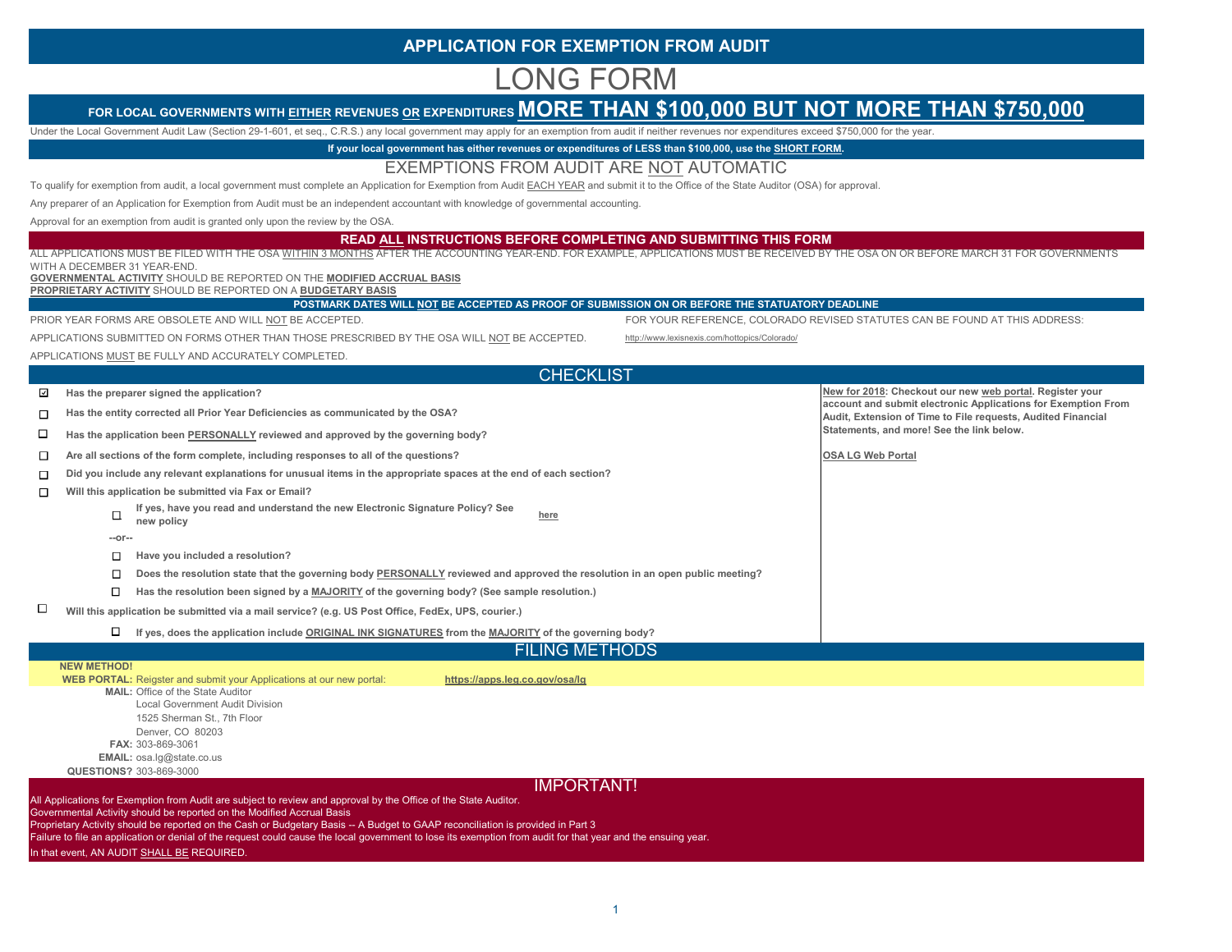# APPLICATION FOR EXEMPTION FROM AUDIT

# LONG FORM

## FOR LOCAL GOVERNMENTS WITH EITHER REVENUES OR EXPENDITURES MORE THAN $100,000 BUT NOT MORE THAN $750,000

Under the Local Government Audit Law (Section 29-1-601, et seq., C.R.S.) any local government may apply for an exemption from audit if neither revenues nor expenditures exceed $750,000 for the year.

**If your local government has either revenues or expenditures of LESS than $100,000, use the SHORT FORM.**

## EXEMPTIONS FROM AUDIT ARE NOT AUTOMATIC

To qualify for exemption from audit, a local government must complete an Application for Exemption from Audit EACH YEAR and submit it to the Office of the State Auditor (OSA) for approval.

Any preparer of an Application for Exemption from Audit must be an independent accountant with knowledge of governmental accounting.

Approval for an exemption from audit is granted only upon the review by the OSA.

**READ ALL INSTRUCTIONS BEFORE COMPLETING AND SUBMITTING THIS FORM**

ALL APPLICATIONS MUST BE FILED WITH THE OSA WITHIN 3 MONTHS AFTER THE ACCOUNTING YEAR-END. FOR EXAMPLE, APPLICATIONS MUST BE RECEIVED BY THE OSA ON OR BEFORE MARCH 31 FOR GOVERNMENTS WITH A DECEMBER 31 YEAR-END.

**GOVERNMENTAL ACTIVITY** SHOULD BE REPORTED ON THE **MODIFIED ACCRUAL BASIS**

**PROPRIETARY ACTIVITY** SHOULD BE REPORTED ON A **BUDGETARY BASIS**

**POSTMARK DATES WILL NOT BE ACCEPTED AS PROOF OF SUBMISSION ON OR BEFORE THE STATUTORY DEADLINE**

PRIOR YEAR FORMS ARE OBSOLETE AND WILL NOT BE ACCEPTED.

APPLICATIONS SUBMITTED ON FORMS OTHER THAN THOSE PRESCRIBED BY THE OSA WILL NOT BE ACCEPTED.

APPLICATIONS MUST BE FULLY AND ACCURATELY COMPLETED.

FOR YOUR REFERENCE, COLORADO REVISED STATUTES CAN BE FOUND AT THIS ADDRESS:

http://www.lexisnexis.com/hottopics/Colorado/

## CHECKLIST

- ☑ **Has the preparer signed the application?**
- ☐ **Has the entity corrected all Prior Year Deficiencies as communicated by the OSA?**
- ☐ **Has the application been PERSONALLY reviewed and approved by the governing body?**
- ☐ **Are all sections of the form complete, including responses to all of the questions?**
- ☐ **Did you include any relevant explanations for unusual items in the appropriate spaces at the end of each section?**
- ☐ **Will this application be submitted via Fax or Email?**
  - ☐ **If yes, have you read and understand the new Electronic Signature Policy? See new policy** here
  - **--or--**
  - ☐ **Have you included a resolution?**
  - ☐ **Does the resolution state that the governing body PERSONALLY reviewed and approved the resolution in an open public meeting?**
  - ☐ **Has the resolution been signed by a MAJORITY of the governing body? (See sample resolution.)**
- ☐ **Will this application be submitted via a mail service? (e.g. US Post Office, FedEx, UPS, courier.)**
  - ☐ **If yes, does the application include ORIGINAL INK SIGNATURES from the MAJORITY of the governing body?**

**New for 2018: Checkout our new web portal. Register your account and submit electronic Applications for Exemption From Audit, Extension of Time to File requests, Audited Financial Statements, and more! See the link below.**

**OSA LG Web Portal**

## FILING METHODS

**NEW METHOD!**

**WEB PORTAL:** Reigster and submit your Applications at our new portal: **https://apps.leg.co.gov/osa/lg**

**MAIL:** Office of the State Auditor
Local Government Audit Division
1525 Sherman St., 7th Floor
Denver, CO 80203

**FAX:** 303-869-3061

**EMAIL:** osa.lg@state.co.us

**QUESTIONS?** 303-869-3000

## IMPORTANT!

All Applications for Exemption from Audit are subject to review and approval by the Office of the State Auditor.

Governmental Activity should be reported on the Modified Accrual Basis

Proprietary Activity should be reported on the Cash or Budgetary Basis -- A Budget to GAAP reconciliation is provided in Part 3

Failure to file an application or denial of the request could cause the local government to lose its exemption from audit for that year and the ensuing year.

In that event, AN AUDIT SHALL BE REQUIRED.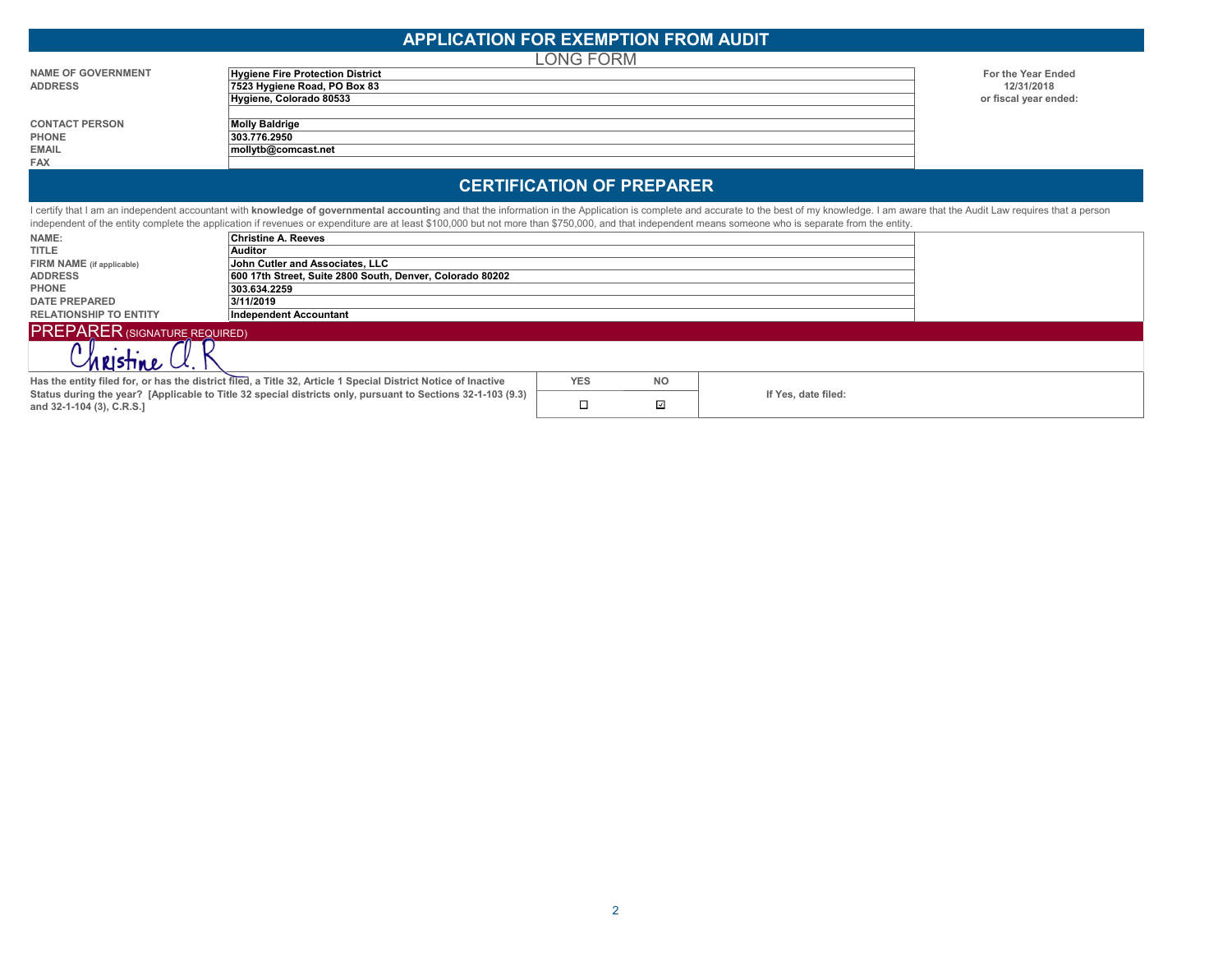# APPLICATION FOR EXEMPTION FROM AUDIT

## LONG FORM

| | | |
|---|---|---|
| **NAME OF GOVERNMENT** | **Hygiene Fire Protection District** | **For the Year Ended** |
| **ADDRESS** | **7523 Hygiene Road, PO Box 83** | **12/31/2018** |
| | **Hygiene, Colorado 80533** | **or fiscal year ended:** |
| | | |
| **CONTACT PERSON** | **Molly Baldrige** | |
| **PHONE** | **303.776.2950** | |
| **EMAIL** | **mollytb@comcast.net** | |
| **FAX** | | |

## CERTIFICATION OF PREPARER

I certify that I am an independent accountant with **knowledge of governmental accounting** and that the information in the Application is complete and accurate to the best of my knowledge. I am aware that the Audit Law requires that a person independent of the entity complete the application if revenues or expenditure are at least $100,000 but not more than $750,000, and that independent means someone who is separate from the entity.

| | |
|---|---|
| **NAME:** | **Christine A. Reeves** |
| **TITLE** | **Auditor** |
| **FIRM NAME (if applicable)** | **John Cutler and Associates, LLC** |
| **ADDRESS** | **600 17th Street, Suite 2800 South, Denver, Colorado 80202** |
| **PHONE** | **303.634.2259** |
| **DATE PREPARED** | **3/11/2019** |
| **RELATIONSHIP TO ENTITY** | **Independent Accountant** |

**PREPARER** (SIGNATURE REQUIRED)

Christine A. R

| Question | YES | NO | |
|---|---|---|---|
| **Has the entity filed for, or has the district filed, a Title 32, Article 1 Special District Notice of Inactive Status during the year? [Applicable to Title 32 special districts only, pursuant to Sections 32-1-103 (9.3) and 32-1-104 (3), C.R.S.]** | ☐ | ☑ | **If Yes, date filed:** |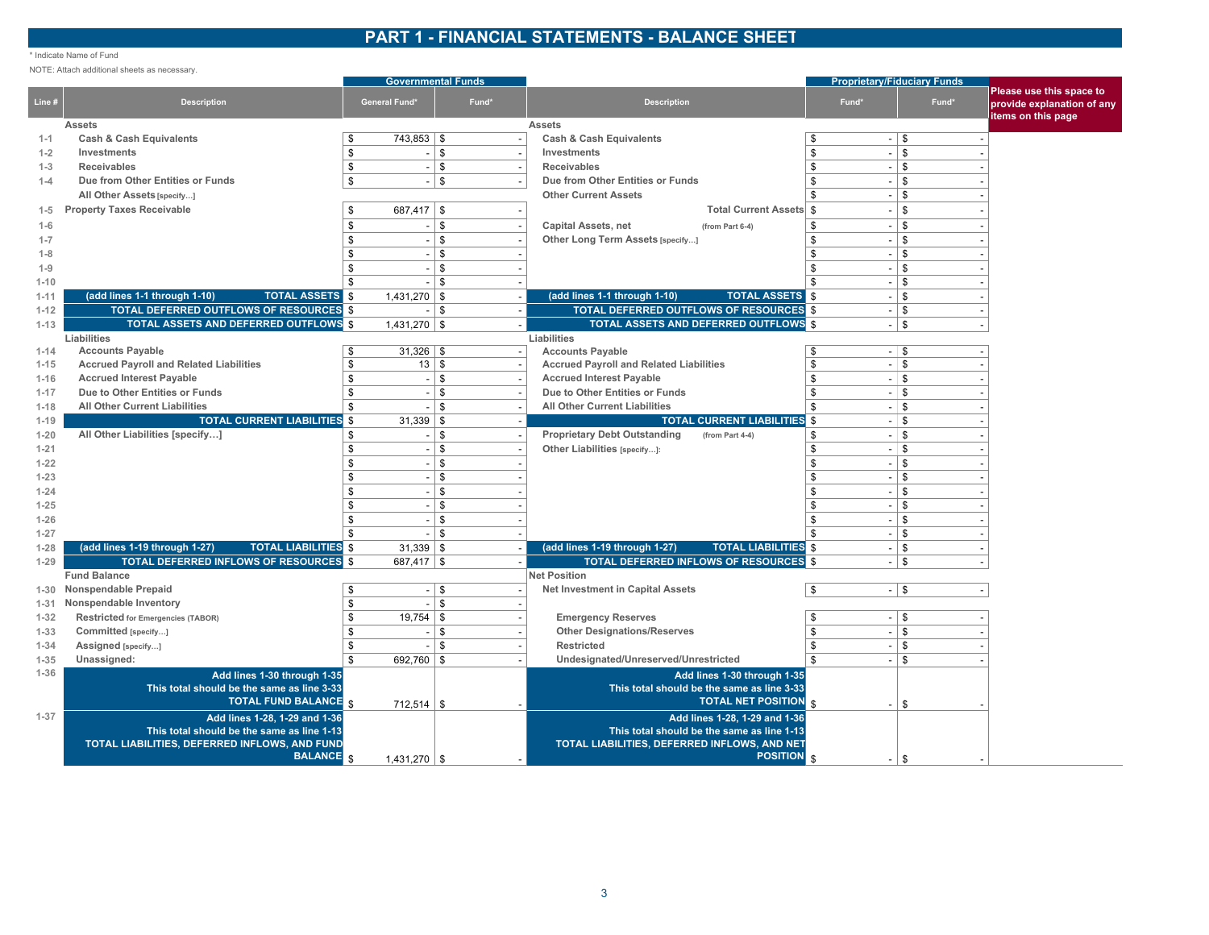# PART 1 - FINANCIAL STATEMENTS - BALANCE SHEET

* Indicate Name of Fund

NOTE: Attach additional sheets as necessary.

Please use this space to provide explanation of any items on this page

| | | Governmental Funds | | | Proprietary/Fiduciary Funds | |
|---|---|---|---|---|---|---|
| Line # | Description | General Fund* | Fund* | Description | Fund* | Fund* |
| | **Assets** | | | **Assets** | | |
| 1-1 | Cash & Cash Equivalents | $ 743,853 | $ - | Cash & Cash Equivalents | $ - | $ - |
| 1-2 | Investments | $ - | $ - | Investments | $ - | $ - |
| 1-3 | Receivables | $ - | $ - | Receivables | $ - | $ - |
| 1-4 | Due from Other Entities or Funds | $ - | $ - | Due from Other Entities or Funds | $ - | $ - |
| | All Other Assets [specify…] | | | Other Current Assets | $ - | $ - |
| 1-5 | Property Taxes Receivable | $ 687,417 | $ - | Total Current Assets | $ - | $ - |
| 1-6 | | $ - | $ - | Capital Assets, net (from Part 6-4) | $ - | $ - |
| 1-7 | | $ - | $ - | Other Long Term Assets [specify…] | $ - | $ - |
| 1-8 | | $ - | $ - | | $ - | $ - |
| 1-9 | | $ - | $ - | | $ - | $ - |
| 1-10 | | $ - | $ - | | $ - | $ - |
| 1-11 | (add lines 1-1 through 1-10) TOTAL ASSETS | $ 1,431,270 | $ - | (add lines 1-1 through 1-10) TOTAL ASSETS | $ - | $ - |
| 1-12 | TOTAL DEFERRED OUTFLOWS OF RESOURCES | $ - | $ - | TOTAL DEFERRED OUTFLOWS OF RESOURCES | $ - | $ - |
| 1-13 | TOTAL ASSETS AND DEFERRED OUTFLOWS | $ 1,431,270 | $ - | TOTAL ASSETS AND DEFERRED OUTFLOWS | $ - | $ - |
| | **Liabilities** | | | **Liabilities** | | |
| 1-14 | Accounts Payable | $ 31,326 | $ - | Accounts Payable | $ - | $ - |
| 1-15 | Accrued Payroll and Related Liabilities | $ 13 | $ - | Accrued Payroll and Related Liabilities | $ - | $ - |
| 1-16 | Accrued Interest Payable | $ - | $ - | Accrued Interest Payable | $ - | $ - |
| 1-17 | Due to Other Entities or Funds | $ - | $ - | Due to Other Entities or Funds | $ - | $ - |
| 1-18 | All Other Current Liabilities | $ - | $ - | All Other Current Liabilities | $ - | $ - |
| 1-19 | TOTAL CURRENT LIABILITIES | $ 31,339 | $ - | TOTAL CURRENT LIABILITIES | $ - | $ - |
| 1-20 | All Other Liabilities [specify…] | $ - | $ - | Proprietary Debt Outstanding (from Part 4-4) | $ - | $ - |
| 1-21 | | $ - | $ - | Other Liabilities [specify…]: | $ - | $ - |
| 1-22 | | $ - | $ - | | $ - | $ - |
| 1-23 | | $ - | $ - | | $ - | $ - |
| 1-24 | | $ - | $ - | | $ - | $ - |
| 1-25 | | $ - | $ - | | $ - | $ - |
| 1-26 | | $ - | $ - | | $ - | $ - |
| 1-27 | | $ - | $ - | | $ - | $ - |
| 1-28 | (add lines 1-19 through 1-27) TOTAL LIABILITIES | $ 31,339 | $ - | (add lines 1-19 through 1-27) TOTAL LIABILITIES | $ - | $ - |
| 1-29 | TOTAL DEFERRED INFLOWS OF RESOURCES | $ 687,417 | $ - | TOTAL DEFERRED INFLOWS OF RESOURCES | $ - | $ - |
| | **Fund Balance** | | | **Net Position** | | |
| 1-30 | Nonspendable Prepaid | $ - | $ - | Net Investment in Capital Assets | $ - | $ - |
| 1-31 | Nonspendable Inventory | $ - | $ - | | | |
| 1-32 | Restricted for Emergencies (TABOR) | $ 19,754 | $ - | Emergency Reserves | $ - | $ - |
| 1-33 | Committed [specify…] | $ - | $ - | Other Designations/Reserves | $ - | $ - |
| 1-34 | Assigned [specify…] | $ - | $ - | Restricted | $ - | $ - |
| 1-35 | Unassigned: | $ 692,760 | $ - | Undesignated/Unreserved/Unrestricted | $ - | $ - |
| 1-36 | Add lines 1-30 through 1-35 This total should be the same as line 3-33 TOTAL FUND BALANCE | $ 712,514 | $ - | Add lines 1-30 through 1-35 This total should be the same as line 3-33 TOTAL NET POSITION | $ - | $ - |
| 1-37 | Add lines 1-28, 1-29 and 1-36 This total should be the same as line 1-13 TOTAL LIABILITIES, DEFERRED INFLOWS, AND FUND BALANCE | $ 1,431,270 | $ - | Add lines 1-28, 1-29 and 1-36 This total should be the same as line 1-13 TOTAL LIABILITIES, DEFERRED INFLOWS, AND NET POSITION | $ - | $ - |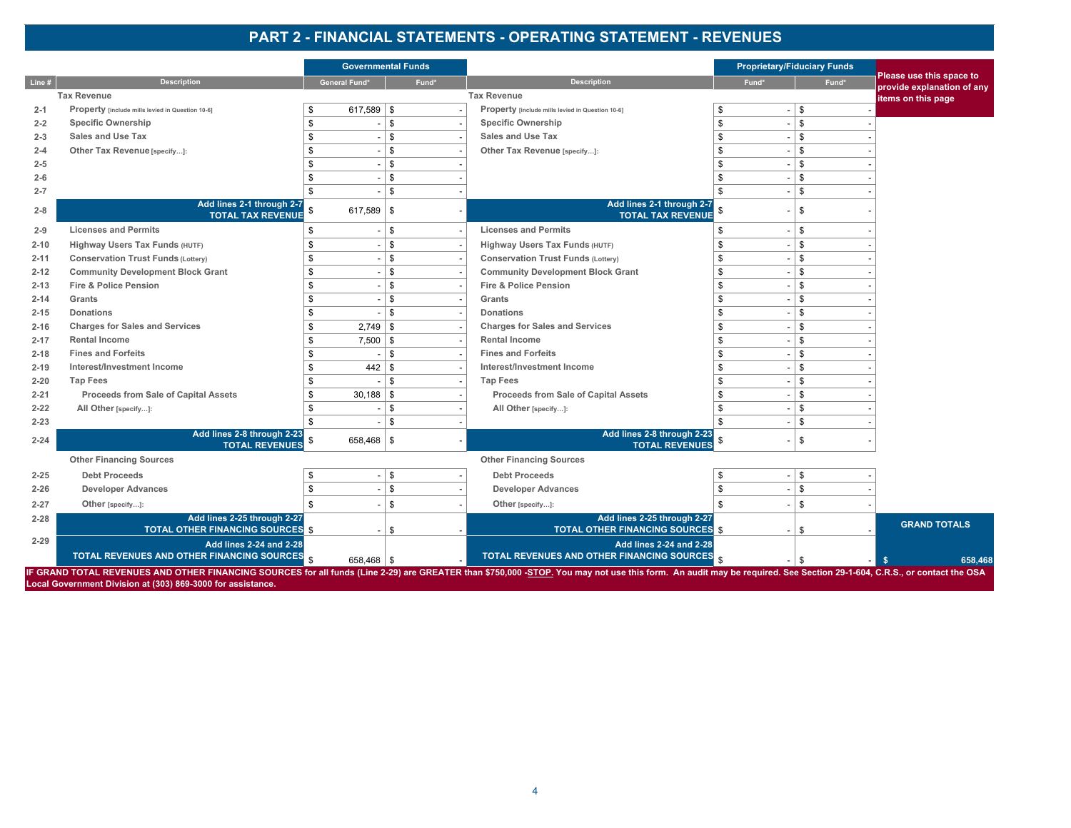# PART 2 - FINANCIAL STATEMENTS - OPERATING STATEMENT - REVENUES

| Line # | Description | Governmental Funds General Fund* | Governmental Funds Fund* | Description | Proprietary/Fiduciary Funds Fund* | Proprietary/Fiduciary Funds Fund* | Please use this space to provide explanation of any items on this page |
|---|---|---|---|---|---|---|---|
| | **Tax Revenue** | | | **Tax Revenue** | | | |
| 2-1 | **Property** [include mills levied in Question 10-6] | $ 617,589 | $ - | **Property** [include mills levied in Question 10-6] | $ - | $ - | |
| 2-2 | **Specific Ownership** | $ - | $ - | **Specific Ownership** | $ - | $ - | |
| 2-3 | **Sales and Use Tax** | $ - | $ - | **Sales and Use Tax** | $ - | $ - | |
| 2-4 | **Other Tax Revenue** [specify...]: | $ - | $ - | **Other Tax Revenue** [specify...]: | $ - | $ - | |
| 2-5 | | $ - | $ - | | $ - | $ - | |
| 2-6 | | $ - | $ - | | $ - | $ - | |
| 2-7 | | $ - | $ - | | $ - | $ - | |
| 2-8 | **Add lines 2-1 through 2-7 TOTAL TAX REVENUE** | $ 617,589 | $ - | **Add lines 2-1 through 2-7 TOTAL TAX REVENUE** | $ - | $ - | |
| 2-9 | **Licenses and Permits** | $ - | $ - | **Licenses and Permits** | $ - | $ - | |
| 2-10 | **Highway Users Tax Funds** (HUTF) | $ - | $ - | **Highway Users Tax Funds** (HUTF) | $ - | $ - | |
| 2-11 | **Conservation Trust Funds** (Lottery) | $ - | $ - | **Conservation Trust Funds** (Lottery) | $ - | $ - | |
| 2-12 | **Community Development Block Grant** | $ - | $ - | **Community Development Block Grant** | $ - | $ - | |
| 2-13 | **Fire & Police Pension** | $ - | $ - | **Fire & Police Pension** | $ - | $ - | |
| 2-14 | **Grants** | $ - | $ - | **Grants** | $ - | $ - | |
| 2-15 | **Donations** | $ - | $ - | **Donations** | $ - | $ - | |
| 2-16 | **Charges for Sales and Services** | $ 2,749 | $ - | **Charges for Sales and Services** | $ - | $ - | |
| 2-17 | **Rental Income** | $ 7,500 | $ - | **Rental Income** | $ - | $ - | |
| 2-18 | **Fines and Forfeits** | $ - | $ - | **Fines and Forfeits** | $ - | $ - | |
| 2-19 | **Interest/Investment Income** | $ 442 | $ - | **Interest/Investment Income** | $ - | $ - | |
| 2-20 | **Tap Fees** | $ - | $ - | **Tap Fees** | $ - | $ - | |
| 2-21 | **Proceeds from Sale of Capital Assets** | $ 30,188 | $ - | **Proceeds from Sale of Capital Assets** | $ - | $ - | |
| 2-22 | **All Other** [specify...]: | $ - | $ - | **All Other** [specify...]: | $ - | $ - | |
| 2-23 | | $ - | $ - | | $ - | $ - | |
| 2-24 | **Add lines 2-8 through 2-23 TOTAL REVENUES** | $ 658,468 | $ - | **Add lines 2-8 through 2-23 TOTAL REVENUES** | $ - | $ - | |
| | **Other Financing Sources** | | | **Other Financing Sources** | | | |
| 2-25 | **Debt Proceeds** | $ - | $ - | **Debt Proceeds** | $ - | $ - | |
| 2-26 | **Developer Advances** | $ - | $ - | **Developer Advances** | $ - | $ - | |
| 2-27 | **Other** [specify...]: | $ - | $ - | **Other** [specify...]: | $ - | $ - | |
| 2-28 | **Add lines 2-25 through 2-27 TOTAL OTHER FINANCING SOURCES** | $ - | $ - | **Add lines 2-25 through 2-27 TOTAL OTHER FINANCING SOURCES** | $ - | $ - | **GRAND TOTALS** |
| 2-29 | **Add lines 2-24 and 2-28 TOTAL REVENUES AND OTHER FINANCING SOURCES** | $ 658,468 | $ - | **Add lines 2-24 and 2-28 TOTAL REVENUES AND OTHER FINANCING SOURCES** | $ - | $ - | $ 658,468 |

**IF GRAND TOTAL REVENUES AND OTHER FINANCING SOURCES for all funds (Line 2-29) are GREATER than $750,000 -STOP. You may not use this form. An audit may be required. See Section 29-1-604, C.R.S., or contact the OSA Local Government Division at (303) 869-3000 for assistance.**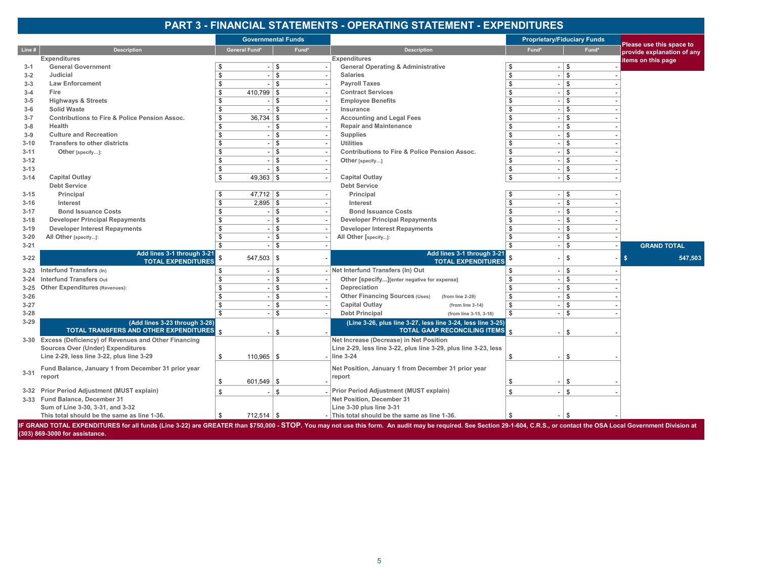# PART 3 - FINANCIAL STATEMENTS - OPERATING STATEMENT - EXPENDITURES

| Line # | Description | Governmental Funds: General Fund* | Governmental Funds: Fund* | Description | Proprietary/Fiduciary Funds: Fund* | Proprietary/Fiduciary Funds: Fund* | Please use this space to provide explanation of any items on this page |
|---|---|---|---|---|---|---|---|
| | **Expenditures** | | | **Expenditures** | | | |
| 3-1 | General Government | $ - | $ - | General Operating & Administrative | $ - | $ - | |
| 3-2 | Judicial | $ - | $ - | Salaries | $ - | $ - | |
| 3-3 | Law Enforcement | $ - | $ - | Payroll Taxes | $ - | $ - | |
| 3-4 | Fire | $ 410,799 | $ - | Contract Services | $ - | $ - | |
| 3-5 | Highways & Streets | $ - | $ - | Employee Benefits | $ - | $ - | |
| 3-6 | Solid Waste | $ - | $ - | Insurance | $ - | $ - | |
| 3-7 | Contributions to Fire & Police Pension Assoc. | $ 36,734 | $ - | Accounting and Legal Fees | $ - | $ - | |
| 3-8 | Health | $ - | $ - | Repair and Maintenance | $ - | $ - | |
| 3-9 | Culture and Recreation | $ - | $ - | Supplies | $ - | $ - | |
| 3-10 | Transfers to other districts | $ - | $ - | Utilities | $ - | $ - | |
| 3-11 | Other [specify…]: | $ - | $ - | Contributions to Fire & Police Pension Assoc. | $ - | $ - | |
| 3-12 | | $ - | $ - | Other [specify…] | $ - | $ - | |
| 3-13 | | $ - | $ - | | $ - | $ - | |
| 3-14 | Capital Outlay | $ 49,363 | $ - | Capital Outlay | $ - | $ - | |
| | Debt Service | | | Debt Service | | | |
| 3-15 | Principal | $ 47,712 | $ - | Principal | $ - | $ - | |
| 3-16 | Interest | $ 2,895 | $ - | Interest | $ - | $ - | |
| 3-17 | Bond Issuance Costs | $ - | $ - | Bond Issuance Costs | $ - | $ - | |
| 3-18 | Developer Principal Repayments | $ - | $ - | Developer Principal Repayments | $ - | $ - | |
| 3-19 | Developer Interest Repayments | $ - | $ - | Developer Interest Repayments | $ - | $ - | |
| 3-20 | All Other [specify…]: | $ - | $ - | All Other [specify…]: | $ - | $ - | |
| 3-21 | | $ - | $ - | | $ - | $ - | **GRAND TOTAL** |
| 3-22 | **Add lines 3-1 through 3-21 TOTAL EXPENDITURES** | $ 547,503 | $ - | **Add lines 3-1 through 3-21 TOTAL EXPENDITURES** | $ - | $ - | $ 547,503 |
| 3-23 | Interfund Transfers (In) | $ - | $ - | Net Interfund Transfers (In) Out | $ - | $ - | |
| 3-24 | Interfund Transfers Out | $ - | $ - | Other [specify…][enter negative for expense] | $ - | $ - | |
| 3-25 | Other Expenditures (Revenues): | $ - | $ - | Depreciation | $ - | $ - | |
| 3-26 | | $ - | $ - | Other Financing Sources (Uses) (from line 2-28) | $ - | $ - | |
| 3-27 | | $ - | $ - | Capital Outlay (from line 3-14) | $ - | $ - | |
| 3-28 | | $ - | $ - | Debt Principal (from line 3-15, 3-18) | $ - | $ - | |
| 3-29 | **(Add lines 3-23 through 3-28) TOTAL TRANSFERS AND OTHER EXPENDITURES** | $ - | $ - | **(Line 3-26, plus line 3-27, less line 3-24, less line 3-25) TOTAL GAAP RECONCILING ITEMS** | $ - | $ - | |
| 3-30 | Excess (Deficiency) of Revenues and Other Financing Sources Over (Under) Expenditures Line 2-29, less line 3-22, plus line 3-29 | $ 110,965 | $ - | Net Increase (Decrease) in Net Position Line 2-29, less line 3-22, plus line 3-29, plus line 3-23, less line 3-24 | $ - | $ - | |
| 3-31 | Fund Balance, January 1 from December 31 prior year report | $ 601,549 | $ - | Net Position, January 1 from December 31 prior year report | $ - | $ - | |
| 3-32 | Prior Period Adjustment (MUST explain) | $ - | $ - | Prior Period Adjustment (MUST explain) | $ - | $ - | |
| 3-33 | Fund Balance, December 31 Sum of Line 3-30, 3-31, and 3-32 This total should be the same as line 1-36. | $ 712,514 | $ - | Net Position, December 31 Line 3-30 plus line 3-31 This total should be the same as line 1-36. | $ - | $ - | |

**IF GRAND TOTAL EXPENDITURES for all funds (Line 3-22) are GREATER than $750,000 - STOP. You may not use this form. An audit may be required. See Section 29-1-604, C.R.S., or contact the OSA Local Government Division at (303) 869-3000 for assistance.**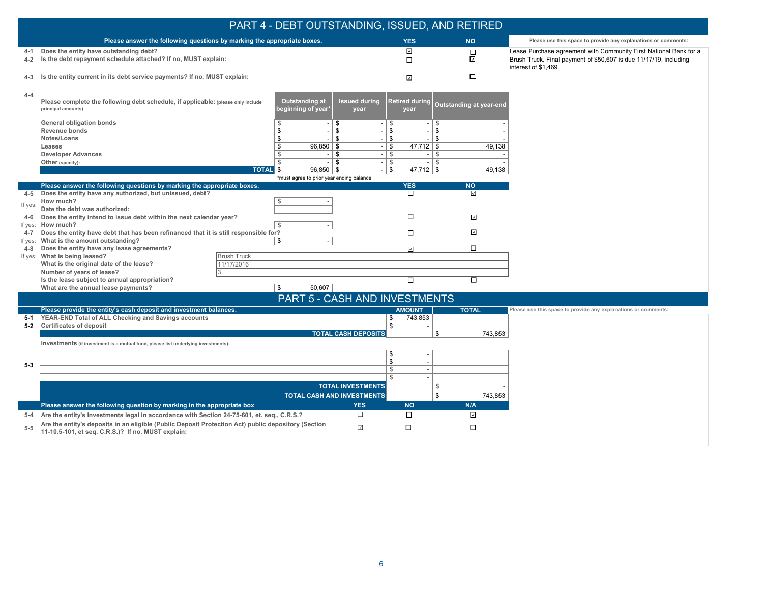# PART 4 - DEBT OUTSTANDING, ISSUED, AND RETIRED

| | Please answer the following questions by marking the appropriate boxes. | YES | NO |
|---|---|---|---|
| 4-1 | Does the entity have outstanding debt? | ☑ | ☐ |
| 4-2 | Is the debt repayment schedule attached? If no, MUST explain: | ☐ | ☑ |
| 4-3 | Is the entity current in its debt service payments? If no, MUST explain: | ☑ | ☐ |

**Please use this space to provide any explanations or comments:**

Lease Purchase agreement with Community First National Bank for a Brush Truck. Final payment of $50,607 is due 11/17/19, including interest of $1,469.

**4-4** Please complete the following debt schedule, if applicable: (please only include principal amounts)

| | Outstanding at beginning of year* | Issued during year | Retired during year | Outstanding at year-end |
|---|---|---|---|---|
| General obligation bonds | $ - | $ - | $ - | $ - |
| Revenue bonds | $ - | $ - | $ - | $ - |
| Notes/Loans | $ - | $ - | $ - | $ - |
| Leases | $ 96,850 | $ - | $ 47,712 | $ 49,138 |
| Developer Advances | $ - | $ - | $ - | $ - |
| Other (specify): | $ - | $ - | $ - | $ - |
| **TOTAL** | $ 96,850 | $ - | $ 47,712 | $ 49,138 |

*must agree to prior year ending balance

| | Please answer the following questions by marking the appropriate boxes. | | YES | NO |
|---|---|---|---|---|
| 4-5 | Does the entity have any authorized, but unissued, debt? | | ☐ | ☑ |
| If yes: | How much? | $ - | | |
| | Date the debt was authorized: | | | |
| 4-6 | Does the entity intend to issue debt within the next calendar year? | | ☐ | ☑ |
| If yes: | How much? | $ - | | |
| 4-7 | Does the entity have debt that has been refinanced that it is still responsible for? | | ☐ | ☑ |
| If yes: | What is the amount outstanding? | $ - | | |
| 4-8 | Does the entity have any lease agreements? | | ☑ | ☐ |
| If yes: | What is being leased? | Brush Truck | | |
| | What is the original date of the lease? | 11/17/2016 | | |
| | Number of years of lease? | 3 | | |
| | Is the lease subject to annual appropriation? | | ☐ | ☐ |
| | What are the annual lease payments? | $ 50,607 | | |

# PART 5 - CASH AND INVESTMENTS

| | Please provide the entity's cash deposit and investment balances. | AMOUNT | TOTAL |
|---|---|---|---|
| 5-1 | YEAR-END Total of ALL Checking and Savings accounts | $ 743,853 | |
| 5-2 | Certificates of deposit | $ - | |
| | **TOTAL CASH DEPOSITS** | | $ 743,853 |
| | Investments (if investment is a mutual fund, please list underlying investments): | | |
| 5-3 | | $ - | |
| | | $ - | |
| | | $ - | |
| | | $ - | |
| | **TOTAL INVESTMENTS** | | $ - |
| | **TOTAL CASH AND INVESTMENTS** | | $ 743,853 |

**Please use this space to provide any explanations or comments:**

| | Please answer the following question by marking in the appropriate box | YES | NO | N/A |
|---|---|---|---|---|
| 5-4 | Are the entity's Investments legal in accordance with Section 24-75-601, et. seq., C.R.S.? | ☐ | ☐ | ☑ |
| 5-5 | Are the entity's deposits in an eligible (Public Deposit Protection Act) public depository (Section 11-10.5-101, et seq. C.R.S.)? If no, MUST explain: | ☑ | ☐ | ☐ |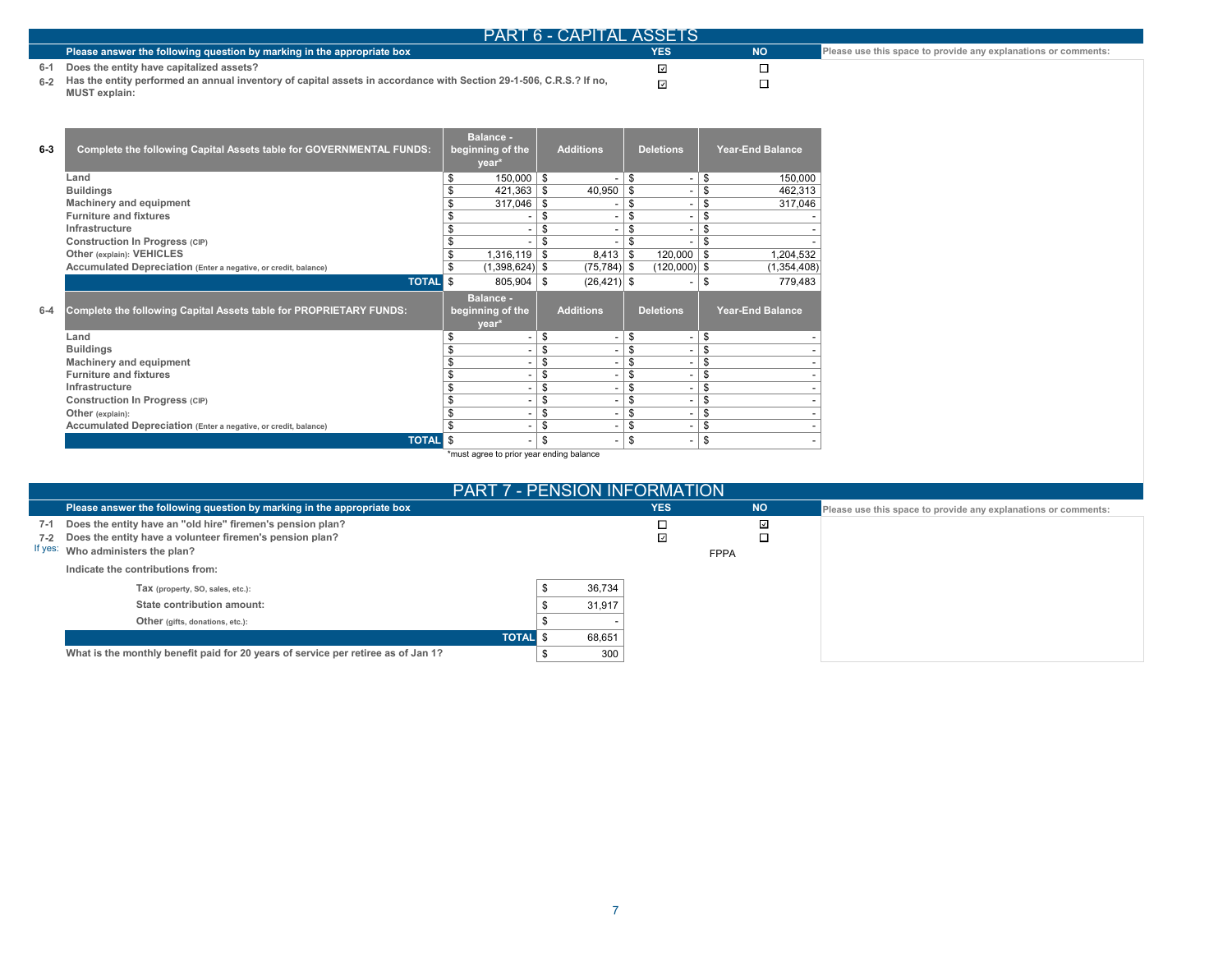# PART 6 - CAPITAL ASSETS

| | Please answer the following question by marking in the appropriate box | YES | NO | Please use this space to provide any explanations or comments: |
|---|---|---|---|---|
| 6-1 | Does the entity have capitalized assets? | ☑ | ☐ | |
| 6-2 | Has the entity performed an annual inventory of capital assets in accordance with Section 29-1-506, C.R.S.? If no, MUST explain: | ☑ | ☐ | |

**6-3**

| Complete the following Capital Assets table for GOVERNMENTAL FUNDS: | Balance - beginning of the year* | Additions | Deletions | Year-End Balance |
|---|---|---|---|---|
| Land | $ 150,000 | $ - | $ - | $ 150,000 |
| Buildings | $ 421,363 | $ 40,950 | $ - | $ 462,313 |
| Machinery and equipment | $ 317,046 | $ - | $ - | $ 317,046 |
| Furniture and fixtures | $ - | $ - | $ - | $ - |
| Infrastructure | $ - | $ - | $ - | $ - |
| Construction In Progress (CIP) | $ - | $ - | $ - | $ - |
| Other (explain): VEHICLES | $ 1,316,119 | $ 8,413 | $ 120,000 | $ 1,204,532 |
| Accumulated Depreciation (Enter a negative, or credit, balance) | $ (1,398,624) | $ (75,784) | $ (120,000) | $ (1,354,408) |
| **TOTAL** | $ 805,904 | $ (26,421) | $ - | $ 779,483 |

**6-4**

| Complete the following Capital Assets table for PROPRIETARY FUNDS: | Balance - beginning of the year* | Additions | Deletions | Year-End Balance |
|---|---|---|---|---|
| Land | $ - | $ - | $ - | $ - |
| Buildings | $ - | $ - | $ - | $ - |
| Machinery and equipment | $ - | $ - | $ - | $ - |
| Furniture and fixtures | $ - | $ - | $ - | $ - |
| Infrastructure | $ - | $ - | $ - | $ - |
| Construction In Progress (CIP) | $ - | $ - | $ - | $ - |
| Other (explain): | $ - | $ - | $ - | $ - |
| Accumulated Depreciation (Enter a negative, or credit, balance) | $ - | $ - | $ - | $ - |
| **TOTAL** | $ - | $ - | $ - | $ - |

*must agree to prior year ending balance

# PART 7 - PENSION INFORMATION

| | Please answer the following question by marking in the appropriate box | YES | NO | Please use this space to provide any explanations or comments: |
|---|---|---|---|---|
| 7-1 | Does the entity have an "old hire" firemen's pension plan? | ☐ | ☑ | |
| 7-2 | Does the entity have a volunteer firemen's pension plan? | ☑ | ☐ | |
| If yes: | Who administers the plan? | | FPPA | |

Indicate the contributions from:

| | |
|---|---|
| Tax (property, SO, sales, etc.): | $ 36,734 |
| State contribution amount: | $ 31,917 |
| Other (gifts, donations, etc.): | $ - |
| **TOTAL** | $ 68,651 |
| What is the monthly benefit paid for 20 years of service per retiree as of Jan 1? | $ 300 |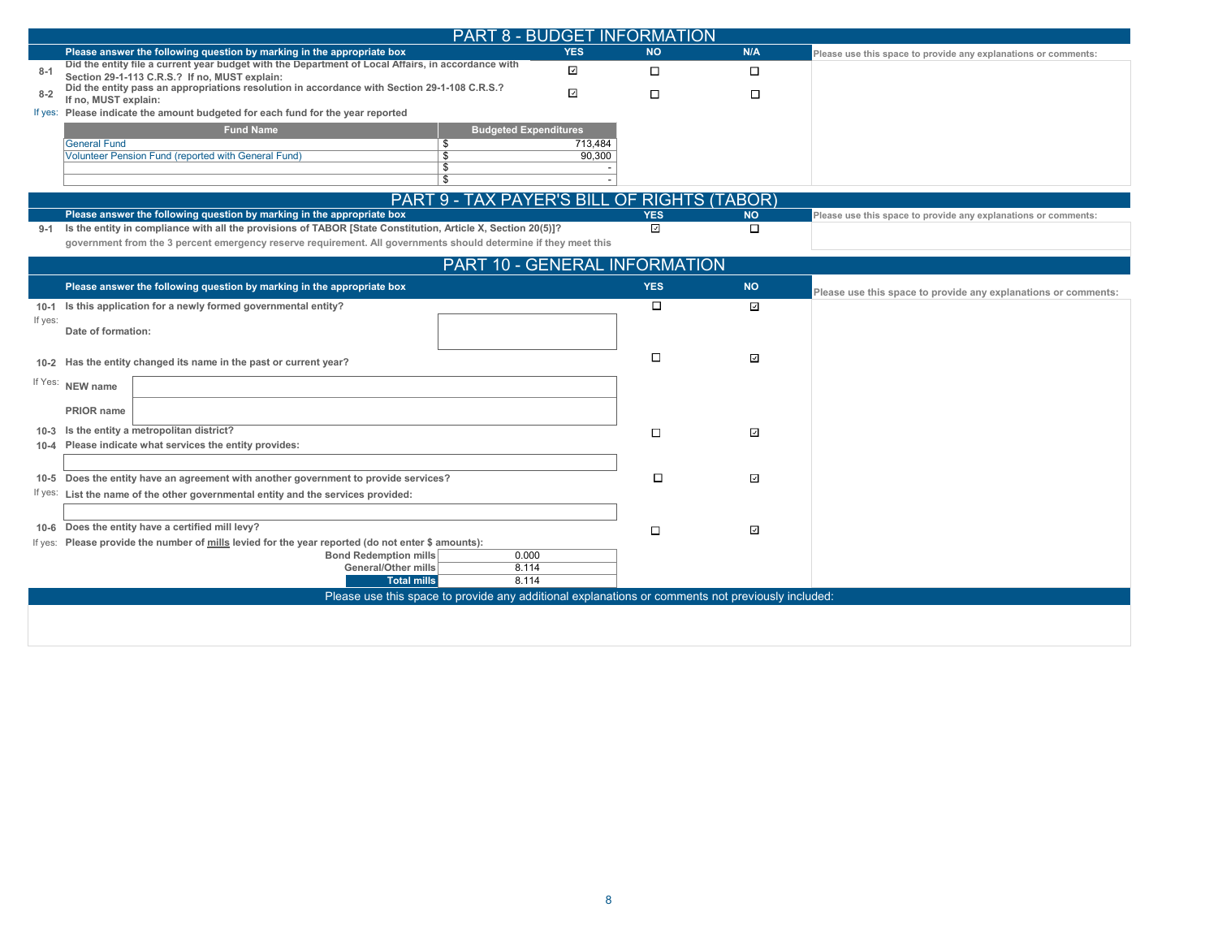## PART 8 - BUDGET INFORMATION

| | Please answer the following question by marking in the appropriate box | YES | NO | N/A | Please use this space to provide any explanations or comments: |
|---|---|---|---|---|---|
| 8-1 | Did the entity file a current year budget with the Department of Local Affairs, in accordance with Section 29-1-113 C.R.S.? If no, MUST explain: | ☑ | ☐ | ☐ | |
| 8-2 | Did the entity pass an appropriations resolution in accordance with Section 29-1-108 C.R.S.? If no, MUST explain: | ☑ | ☐ | ☐ | |

If yes: Please indicate the amount budgeted for each fund for the year reported

| Fund Name | Budgeted Expenditures |
|---|---|
| General Fund | $ 713,484 |
| Volunteer Pension Fund (reported with General Fund) | $ 90,300 |
| | $ - |
| | $ - |

## PART 9 - TAX PAYER'S BILL OF RIGHTS (TABOR)

| | Please answer the following question by marking in the appropriate box | YES | NO | Please use this space to provide any explanations or comments: |
|---|---|---|---|---|
| 9-1 | Is the entity in compliance with all the provisions of TABOR [State Constitution, Article X, Section 20(5)]? government from the 3 percent emergency reserve requirement. All governments should determine if they meet this | ☑ | ☐ | |

## PART 10 - GENERAL INFORMATION

| | Please answer the following question by marking in the appropriate box | YES | NO | Please use this space to provide any explanations or comments: |
|---|---|---|---|---|
| 10-1 | Is this application for a newly formed governmental entity? | ☐ | ☑ | |
| If yes: | Date of formation: | | | |
| 10-2 | Has the entity changed its name in the past or current year? | ☐ | ☑ | |
| If Yes: | NEW name | | | |
| | PRIOR name | | | |
| 10-3 | Is the entity a metropolitan district? | ☐ | ☑ | |
| 10-4 | Please indicate what services the entity provides: | | | |
| 10-5 | Does the entity have an agreement with another government to provide services? | ☐ | ☑ | |
| If yes: | List the name of the other governmental entity and the services provided: | | | |
| 10-6 | Does the entity have a certified mill levy? | ☐ | ☑ | |
| If yes: | Please provide the number of mills levied for the year reported (do not enter $ amounts): | | | |

| | Mills |
|---|---|
| Bond Redemption mills | 0.000 |
| General/Other mills | 8.114 |
| **Total mills** | 8.114 |

Please use this space to provide any additional explanations or comments not previously included: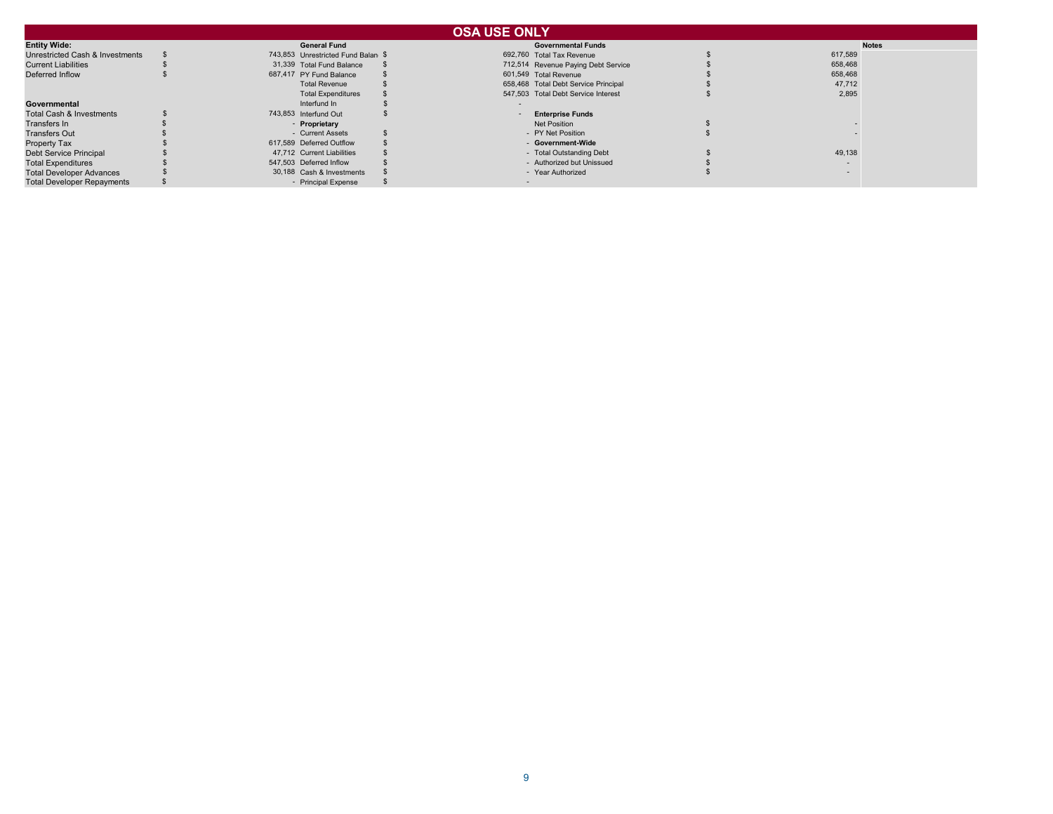# OSA USE ONLY

| Entity Wide: | | General Fund | | Governmental Funds | | Notes |
|---|---|---|---|---|---|---|
| Unrestricted Cash & Investments | $ 743,853 | Unrestricted Fund Balan | $ 692,760 | Total Tax Revenue | $ 617,589 | |
| Current Liabilities | $ 31,339 | Total Fund Balance | $ 712,514 | Revenue Paying Debt Service | $ 658,468 | |
| Deferred Inflow | $ 687,417 | PY Fund Balance | $ 601,549 | Total Revenue | $ 658,468 | |
| | | Total Revenue | $ 658,468 | Total Debt Service Principal | $ 47,712 | |
| | | Total Expenditures | $ 547,503 | Total Debt Service Interest | $ 2,895 | |
| **Governmental** | | Interfund In | $ - | | | |
| Total Cash & Investments | $ 743,853 | Interfund Out | $ - | **Enterprise Funds** | | |
| Transfers In | $ - | **Proprietary** | | Net Position | $ - | |
| Transfers Out | $ - | Current Assets | $ - | PY Net Position | $ - | |
| Property Tax | $ 617,589 | Deferred Outflow | $ - | **Government-Wide** | | |
| Debt Service Principal | $ 47,712 | Current Liabilities | $ - | Total Outstanding Debt | $ 49,138 | |
| Total Expenditures | $ 547,503 | Deferred Inflow | $ - | Authorized but Unissued | $ - | |
| Total Developer Advances | $ 30,188 | Cash & Investments | $ - | Year Authorized | $ - | |
| Total Developer Repayments | $ - | Principal Expense | $ - | | | |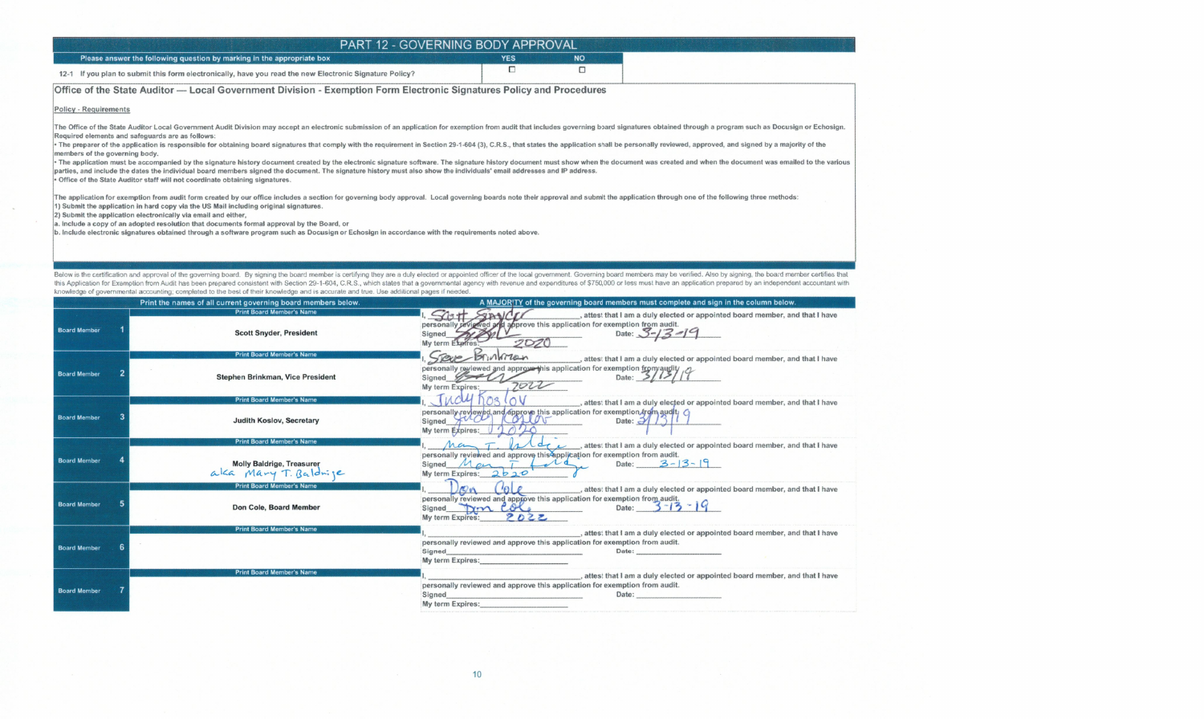## PART 12 - GOVERNING BODY APPROVAL

| Please answer the following question by marking in the appropriate box | YES | NO |
|---|---|---|
| 12-1 If you plan to submit this form electronically, have you read the new Electronic Signature Policy? | ☐ | ☐ |

### Office of the State Auditor — Local Government Division - Exemption Form Electronic Signatures Policy and Procedures

**Policy - Requirements**

The Office of the State Auditor Local Government Audit Division may accept an electronic submission of an application for exemption from audit that includes governing board signatures obtained through a program such as Docusign or Echosign. Required elements and safeguards are as follows:

- The preparer of the application is responsible for obtaining board signatures that comply with the requirement in Section 29-1-604 (3), C.R.S., that states the application shall be personally reviewed, approved, and signed by a majority of the members of the governing body.
- The application must be accompanied by the signature history document created by the electronic signature software. The signature history document must show when the document was created and when the document was emailed to the various parties, and include the dates the individual board members signed the document. The signature history must also show the individuals' email addresses and IP address.
- Office of the State Auditor staff will not coordinate obtaining signatures.

The application for exemption from audit form created by our office includes a section for governing body approval. Local governing boards note their approval and submit the application through one of the following three methods:

1) Submit the application in hard copy via the US Mail including original signatures.
2) Submit the application electronically via email and either,
a. Include a copy of an adopted resolution that documents formal approval by the Board, or
b. Include electronic signatures obtained through a software program such as Docusign or Echosign in accordance with the requirements noted above.

Below is the certification and approval of the governing board. By signing the board member is certifying they are a duly elected or appointed officer of the local government. Governing board members may be verified. Also by signing, the board member certifies that this Application for Exemption from Audit has been prepared consistent with Section 29-1-604, C.R.S., which states that a governmental agency with revenue and expenditures of $750,000 or less must have an application prepared by an independent accountant with knowledge of governmental accounting, completed to the best of their knowledge and is accurate and true. Use additional pages if needed.

| | Print the names of all current governing board members below. | A MAJORITY of the governing board members must complete and sign in the column below. |
|---|---|---|
| Board Member 1 | Print Board Member's Name: Scott Snyder, President | I, Scott Snyder, attest that I am a duly elected or appointed board member, and that I have personally reviewed and approve this application for exemption from audit. Signed [signature] Date: 3-13-19 My term Expires: 2020 |
| Board Member 2 | Print Board Member's Name: Stephen Brinkman, Vice President | I, Steve Brinkman, attest that I am a duly elected or appointed board member, and that I have personally reviewed and approve this application for exemption from audit. Signed [signature] Date: 3/13/19 My term Expires: 2022 |
| Board Member 3 | Print Board Member's Name: Judith Koslov, Secretary | I, Judy Koslov, attest that I am a duly elected or appointed board member, and that I have personally reviewed and approve this application for exemption from audit. Signed [signature] Date: 3/13/19 My term Expires: 2020 |
| Board Member 4 | Print Board Member's Name: Molly Baldrige, Treasurer aka Mary T. Baldrige | I, Mary T. Baldrige, attest that I am a duly elected or appointed board member, and that I have personally reviewed and approve this application for exemption from audit. Signed [signature] Date: 3-13-19 My term Expires: 2020 |
| Board Member 5 | Print Board Member's Name: Don Cole, Board Member | I, Don Cole, attest that I am a duly elected or appointed board member, and that I have personally reviewed and approve this application for exemption from audit. Signed [signature] Date: 3-13-19 My term Expires: 2022 |
| Board Member 6 | Print Board Member's Name: | I, \_\_\_\_\_\_\_\_, attest that I am a duly elected or appointed board member, and that I have personally reviewed and approve this application for exemption from audit. Signed \_\_\_\_\_\_\_\_ Date: \_\_\_\_\_\_\_\_ My term Expires: \_\_\_\_\_\_\_\_ |
| Board Member 7 | Print Board Member's Name: | I, \_\_\_\_\_\_\_\_, attest that I am a duly elected or appointed board member, and that I have personally reviewed and approve this application for exemption from audit. Signed \_\_\_\_\_\_\_\_ Date: \_\_\_\_\_\_\_\_ My term Expires: \_\_\_\_\_\_\_\_ |